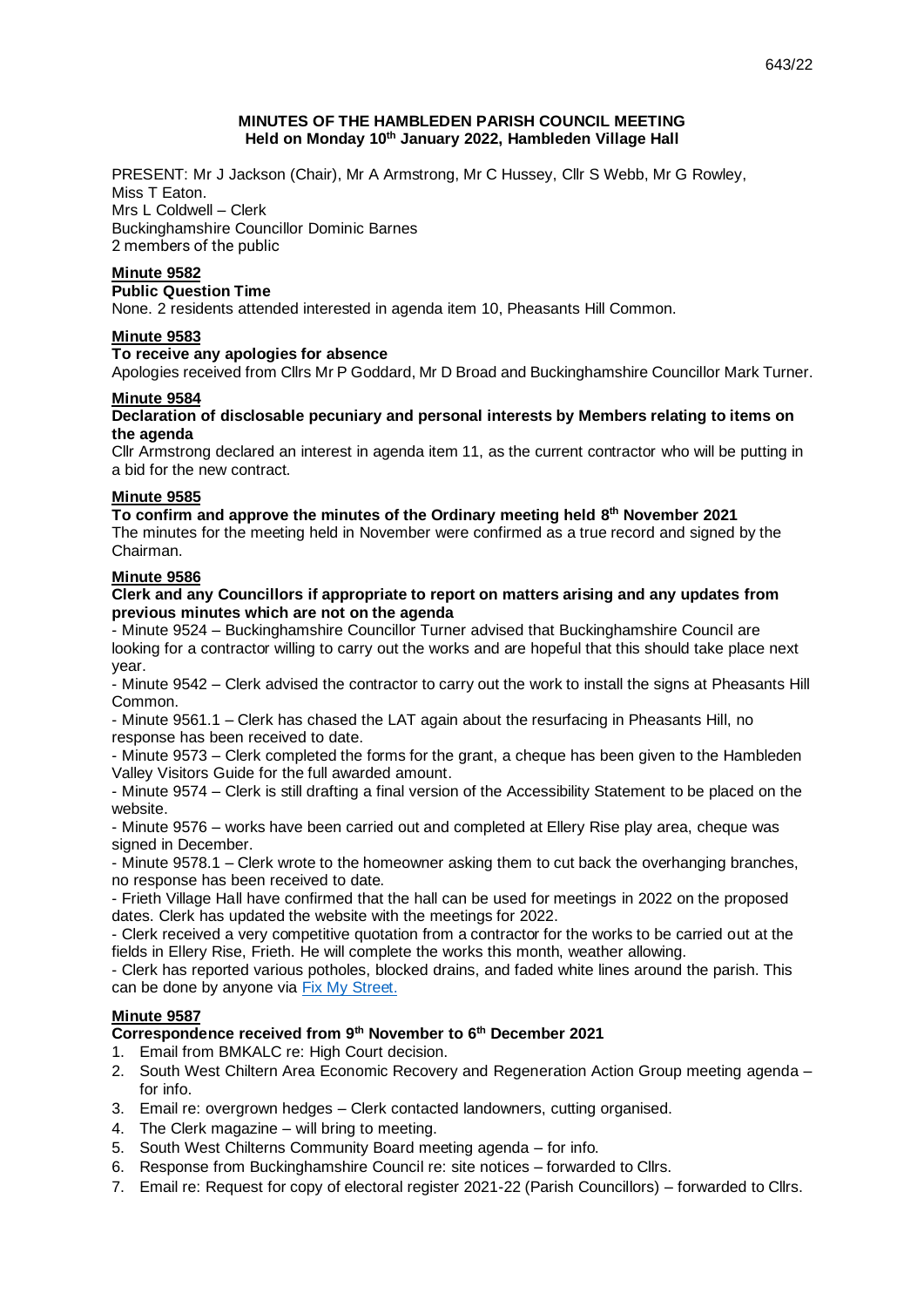# MINUTES OF THE HAMBLEDEN PARISH COUNCIL MEETING
## Held on Monday 10th January 2022, Hambleden Village Hall

PRESENT: Mr J Jackson (Chair), Mr A Armstrong, Mr C Hussey, Cllr S Webb, Mr G Rowley, Miss T Eaton.
Mrs L Coldwell – Clerk
Buckinghamshire Councillor Dominic Barnes
2 members of the public

**Minute 9582**

**Public Question Time**

None. 2 residents attended interested in agenda item 10, Pheasants Hill Common.

**Minute 9583**

**To receive any apologies for absence**

Apologies received from Cllrs Mr P Goddard, Mr D Broad and Buckinghamshire Councillor Mark Turner.

**Minute 9584**

**Declaration of disclosable pecuniary and personal interests by Members relating to items on the agenda**

Cllr Armstrong declared an interest in agenda item 11, as the current contractor who will be putting in a bid for the new contract.

**Minute 9585**

**To confirm and approve the minutes of the Ordinary meeting held 8th November 2021**

The minutes for the meeting held in November were confirmed as a true record and signed by the Chairman.

**Minute 9586**

**Clerk and any Councillors if appropriate to report on matters arising and any updates from previous minutes which are not on the agenda**

- Minute 9524 – Buckinghamshire Councillor Turner advised that Buckinghamshire Council are looking for a contractor willing to carry out the works and are hopeful that this should take place next year.
- Minute 9542 – Clerk advised the contractor to carry out the work to install the signs at Pheasants Hill Common.
- Minute 9561.1 – Clerk has chased the LAT again about the resurfacing in Pheasants Hill, no response has been received to date.
- Minute 9573 – Clerk completed the forms for the grant, a cheque has been given to the Hambleden Valley Visitors Guide for the full awarded amount.
- Minute 9574 – Clerk is still drafting a final version of the Accessibility Statement to be placed on the website.
- Minute 9576 – works have been carried out and completed at Ellery Rise play area, cheque was signed in December.
- Minute 9578.1 – Clerk wrote to the homeowner asking them to cut back the overhanging branches, no response has been received to date.
- Frieth Village Hall have confirmed that the hall can be used for meetings in 2022 on the proposed dates. Clerk has updated the website with the meetings for 2022.
- Clerk received a very competitive quotation from a contractor for the works to be carried out at the fields in Ellery Rise, Frieth. He will complete the works this month, weather allowing.
- Clerk has reported various potholes, blocked drains, and faded white lines around the parish. This can be done by anyone via Fix My Street.

**Minute 9587**

**Correspondence received from 9th November to 6th December 2021**

1. Email from BMKALC re: High Court decision.
2. South West Chiltern Area Economic Recovery and Regeneration Action Group meeting agenda – for info.
3. Email re: overgrown hedges – Clerk contacted landowners, cutting organised.
4. The Clerk magazine – will bring to meeting.
5. South West Chilterns Community Board meeting agenda – for info.
6. Response from Buckinghamshire Council re: site notices – forwarded to Cllrs.
7. Email re: Request for copy of electoral register 2021-22 (Parish Councillors) – forwarded to Cllrs.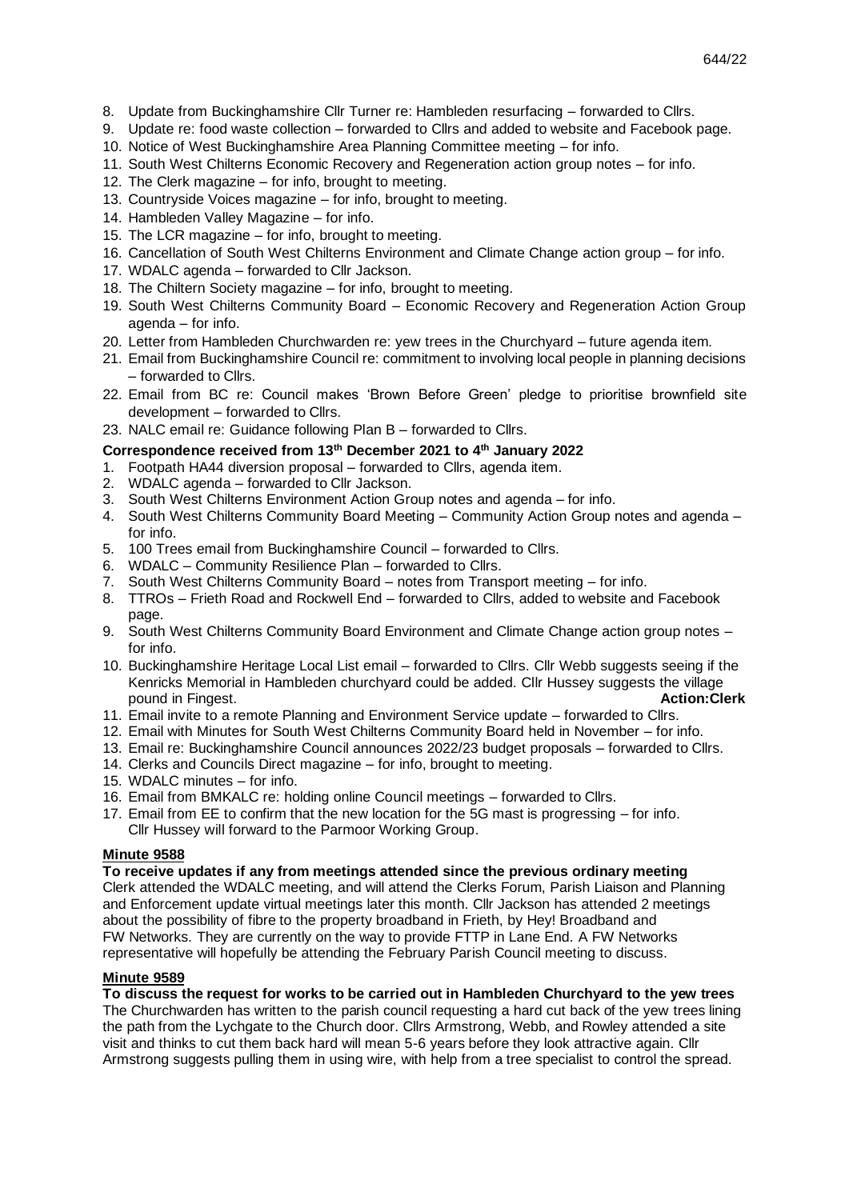8. Update from Buckinghamshire Cllr Turner re: Hambleden resurfacing – forwarded to Cllrs.
9. Update re: food waste collection – forwarded to Cllrs and added to website and Facebook page.
10. Notice of West Buckinghamshire Area Planning Committee meeting – for info.
11. South West Chilterns Economic Recovery and Regeneration action group notes – for info.
12. The Clerk magazine – for info, brought to meeting.
13. Countryside Voices magazine – for info, brought to meeting.
14. Hambleden Valley Magazine – for info.
15. The LCR magazine – for info, brought to meeting.
16. Cancellation of South West Chilterns Environment and Climate Change action group – for info.
17. WDALC agenda – forwarded to Cllr Jackson.
18. The Chiltern Society magazine – for info, brought to meeting.
19. South West Chilterns Community Board – Economic Recovery and Regeneration Action Group agenda – for info.
20. Letter from Hambleden Churchwarden re: yew trees in the Churchyard – future agenda item.
21. Email from Buckinghamshire Council re: commitment to involving local people in planning decisions – forwarded to Cllrs.
22. Email from BC re: Council makes 'Brown Before Green' pledge to prioritise brownfield site development – forwarded to Cllrs.
23. NALC email re: Guidance following Plan B – forwarded to Cllrs.

**Correspondence received from 13th December 2021 to 4th January 2022**

1. Footpath HA44 diversion proposal – forwarded to Cllrs, agenda item.
2. WDALC agenda – forwarded to Cllr Jackson.
3. South West Chilterns Environment Action Group notes and agenda – for info.
4. South West Chilterns Community Board Meeting – Community Action Group notes and agenda – for info.
5. 100 Trees email from Buckinghamshire Council – forwarded to Cllrs.
6. WDALC – Community Resilience Plan – forwarded to Cllrs.
7. South West Chilterns Community Board – notes from Transport meeting – for info.
8. TTROs – Frieth Road and Rockwell End – forwarded to Cllrs, added to website and Facebook page.
9. South West Chilterns Community Board Environment and Climate Change action group notes – for info.
10. Buckinghamshire Heritage Local List email – forwarded to Cllrs. Cllr Webb suggests seeing if the Kenricks Memorial in Hambleden churchyard could be added. Cllr Hussey suggests the village pound in Fingest. **Action:Clerk**
11. Email invite to a remote Planning and Environment Service update – forwarded to Cllrs.
12. Email with Minutes for South West Chilterns Community Board held in November – for info.
13. Email re: Buckinghamshire Council announces 2022/23 budget proposals – forwarded to Cllrs.
14. Clerks and Councils Direct magazine – for info, brought to meeting.
15. WDALC minutes – for info.
16. Email from BMKALC re: holding online Council meetings – forwarded to Cllrs.
17. Email from EE to confirm that the new location for the 5G mast is progressing – for info. Cllr Hussey will forward to the Parmoor Working Group.

**Minute 9588**

**To receive updates if any from meetings attended since the previous ordinary meeting**

Clerk attended the WDALC meeting, and will attend the Clerks Forum, Parish Liaison and Planning and Enforcement update virtual meetings later this month. Cllr Jackson has attended 2 meetings about the possibility of fibre to the property broadband in Frieth, by Hey! Broadband and FW Networks. They are currently on the way to provide FTTP in Lane End. A FW Networks representative will hopefully be attending the February Parish Council meeting to discuss.

**Minute 9589**

**To discuss the request for works to be carried out in Hambleden Churchyard to the yew trees**

The Churchwarden has written to the parish council requesting a hard cut back of the yew trees lining the path from the Lychgate to the Church door. Cllrs Armstrong, Webb, and Rowley attended a site visit and thinks to cut them back hard will mean 5-6 years before they look attractive again. Cllr Armstrong suggests pulling them in using wire, with help from a tree specialist to control the spread.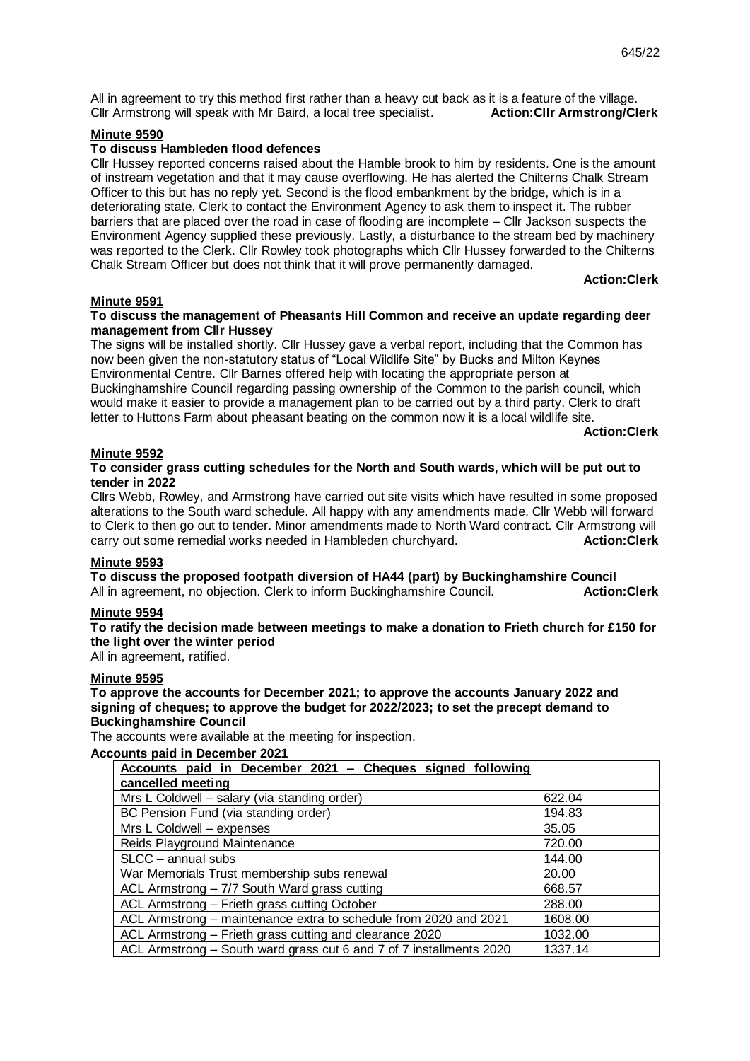All in agreement to try this method first rather than a heavy cut back as it is a feature of the village. Cllr Armstrong will speak with Mr Baird, a local tree specialist. **Action:Cllr Armstrong/Clerk**

**Minute 9590**

**To discuss Hambleden flood defences**

Cllr Hussey reported concerns raised about the Hamble brook to him by residents. One is the amount of instream vegetation and that it may cause overflowing. He has alerted the Chilterns Chalk Stream Officer to this but has no reply yet. Second is the flood embankment by the bridge, which is in a deteriorating state. Clerk to contact the Environment Agency to ask them to inspect it. The rubber barriers that are placed over the road in case of flooding are incomplete – Cllr Jackson suspects the Environment Agency supplied these previously. Lastly, a disturbance to the stream bed by machinery was reported to the Clerk. Cllr Rowley took photographs which Cllr Hussey forwarded to the Chilterns Chalk Stream Officer but does not think that it will prove permanently damaged.

**Action:Clerk**

**Minute 9591**

**To discuss the management of Pheasants Hill Common and receive an update regarding deer management from Cllr Hussey**

The signs will be installed shortly. Cllr Hussey gave a verbal report, including that the Common has now been given the non-statutory status of "Local Wildlife Site" by Bucks and Milton Keynes Environmental Centre. Cllr Barnes offered help with locating the appropriate person at Buckinghamshire Council regarding passing ownership of the Common to the parish council, which would make it easier to provide a management plan to be carried out by a third party. Clerk to draft letter to Huttons Farm about pheasant beating on the common now it is a local wildlife site.

**Action:Clerk**

**Minute 9592**

**To consider grass cutting schedules for the North and South wards, which will be put out to tender in 2022**

Cllrs Webb, Rowley, and Armstrong have carried out site visits which have resulted in some proposed alterations to the South ward schedule. All happy with any amendments made, Cllr Webb will forward to Clerk to then go out to tender. Minor amendments made to North Ward contract. Cllr Armstrong will carry out some remedial works needed in Hambleden churchyard. **Action:Clerk**

**Minute 9593**

**To discuss the proposed footpath diversion of HA44 (part) by Buckinghamshire Council**

All in agreement, no objection. Clerk to inform Buckinghamshire Council. **Action:Clerk**

**Minute 9594**

**To ratify the decision made between meetings to make a donation to Frieth church for £150 for the light over the winter period**

All in agreement, ratified.

**Minute 9595**

**To approve the accounts for December 2021; to approve the accounts January 2022 and signing of cheques; to approve the budget for 2022/2023; to set the precept demand to Buckinghamshire Council**

The accounts were available at the meeting for inspection.

**Accounts paid in December 2021**

| Accounts paid in December 2021 – Cheques signed following cancelled meeting | |
|---|---|
| Mrs L Coldwell – salary (via standing order) | 622.04 |
| BC Pension Fund (via standing order) | 194.83 |
| Mrs L Coldwell – expenses | 35.05 |
| Reids Playground Maintenance | 720.00 |
| SLCC – annual subs | 144.00 |
| War Memorials Trust membership subs renewal | 20.00 |
| ACL Armstrong – 7/7 South Ward grass cutting | 668.57 |
| ACL Armstrong – Frieth grass cutting October | 288.00 |
| ACL Armstrong – maintenance extra to schedule from 2020 and 2021 | 1608.00 |
| ACL Armstrong – Frieth grass cutting and clearance 2020 | 1032.00 |
| ACL Armstrong – South ward grass cut 6 and 7 of 7 installments 2020 | 1337.14 |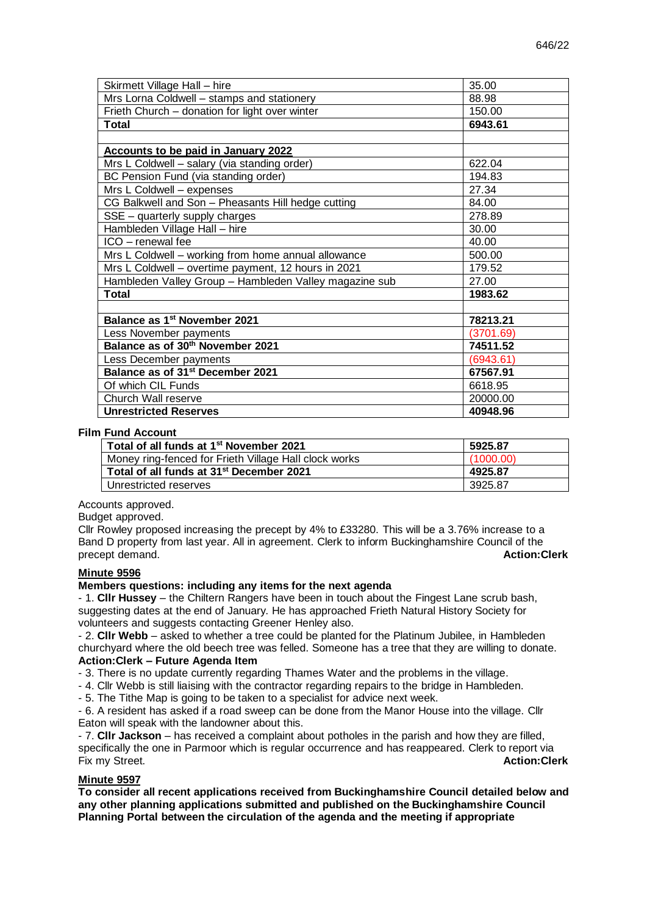| | |
|---|---|
| Skirmett Village Hall – hire | 35.00 |
| Mrs Lorna Coldwell – stamps and stationery | 88.98 |
| Frieth Church – donation for light over winter | 150.00 |
| **Total** | **6943.61** |
| | |
| **Accounts to be paid in January 2022** | |
| Mrs L Coldwell – salary (via standing order) | 622.04 |
| BC Pension Fund (via standing order) | 194.83 |
| Mrs L Coldwell – expenses | 27.34 |
| CG Balkwell and Son – Pheasants Hill hedge cutting | 84.00 |
| SSE – quarterly supply charges | 278.89 |
| Hambleden Village Hall – hire | 30.00 |
| ICO – renewal fee | 40.00 |
| Mrs L Coldwell – working from home annual allowance | 500.00 |
| Mrs L Coldwell – overtime payment, 12 hours in 2021 | 179.52 |
| Hambleden Valley Group – Hambleden Valley magazine sub | 27.00 |
| **Total** | **1983.62** |
| | |
| **Balance as 1st November 2021** | **78213.21** |
| Less November payments | (3701.69) |
| **Balance as of 30th November 2021** | **74511.52** |
| Less December payments | (6943.61) |
| **Balance as of 31st December 2021** | **67567.91** |
| Of which CIL Funds | 6618.95 |
| Church Wall reserve | 20000.00 |
| **Unrestricted Reserves** | **40948.96** |

**Film Fund Account**

| | |
|---|---|
| **Total of all funds at 1st November 2021** | **5925.87** |
| Money ring-fenced for Frieth Village Hall clock works | (1000.00) |
| **Total of all funds at 31st December 2021** | **4925.87** |
| Unrestricted reserves | 3925.87 |

Accounts approved.
Budget approved.
Cllr Rowley proposed increasing the precept by 4% to £33280. This will be a 3.76% increase to a Band D property from last year. All in agreement. Clerk to inform Buckinghamshire Council of the precept demand. **Action:Clerk**

**Minute 9596**

**Members questions: including any items for the next agenda**

- 1. **Cllr Hussey** – the Chiltern Rangers have been in touch about the Fingest Lane scrub bash, suggesting dates at the end of January. He has approached Frieth Natural History Society for volunteers and suggests contacting Greener Henley also.
- 2. **Cllr Webb** – asked to whether a tree could be planted for the Platinum Jubilee, in Hambleden churchyard where the old beech tree was felled. Someone has a tree that they are willing to donate. **Action:Clerk – Future Agenda Item**
- 3. There is no update currently regarding Thames Water and the problems in the village.
- 4. Cllr Webb is still liaising with the contractor regarding repairs to the bridge in Hambleden.
- 5. The Tithe Map is going to be taken to a specialist for advice next week.
- 6. A resident has asked if a road sweep can be done from the Manor House into the village. Cllr Eaton will speak with the landowner about this.
- 7. **Cllr Jackson** – has received a complaint about potholes in the parish and how they are filled, specifically the one in Parmoor which is regular occurrence and has reappeared. Clerk to report via Fix my Street. **Action:Clerk**

**Minute 9597**

**To consider all recent applications received from Buckinghamshire Council detailed below and any other planning applications submitted and published on the Buckinghamshire Council Planning Portal between the circulation of the agenda and the meeting if appropriate**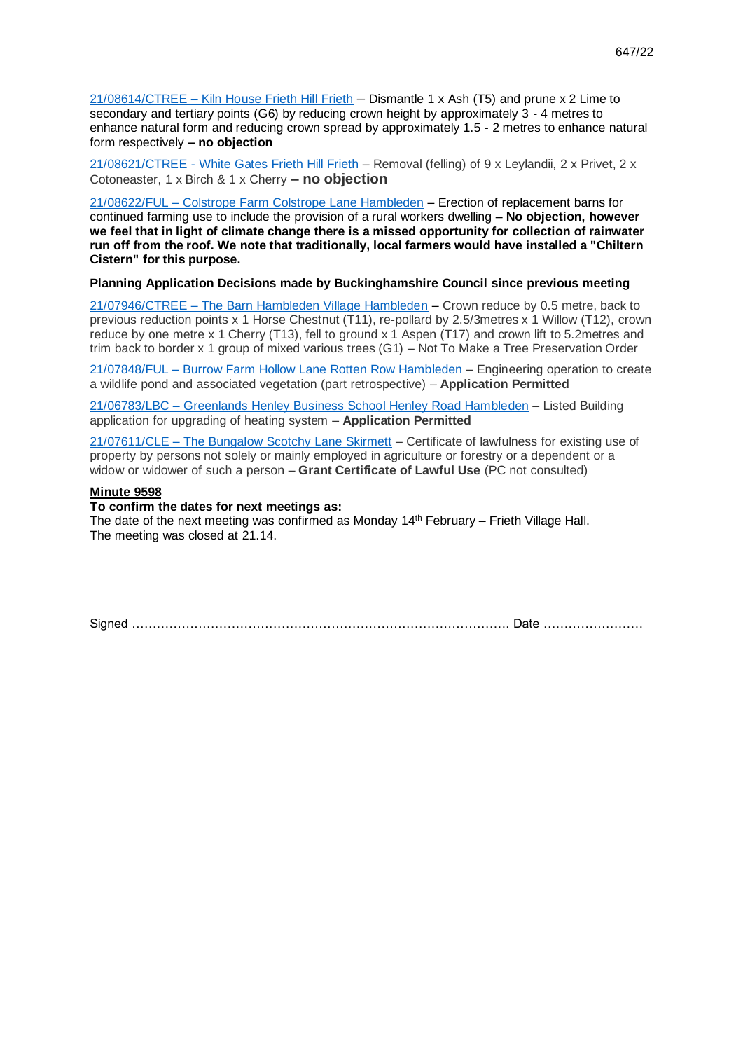21/08614/CTREE – Kiln House Frieth Hill Frieth – Dismantle 1 x Ash (T5) and prune x 2 Lime to secondary and tertiary points (G6) by reducing crown height by approximately 3 - 4 metres to enhance natural form and reducing crown spread by approximately 1.5 - 2 metres to enhance natural form respectively **– no objection**

21/08621/CTREE - White Gates Frieth Hill Frieth – Removal (felling) of 9 x Leylandii, 2 x Privet, 2 x Cotoneaster, 1 x Birch & 1 x Cherry **– no objection**

21/08622/FUL – Colstrope Farm Colstrope Lane Hambleden – Erection of replacement barns for continued farming use to include the provision of a rural workers dwelling **– No objection, however we feel that in light of climate change there is a missed opportunity for collection of rainwater run off from the roof. We note that traditionally, local farmers would have installed a "Chiltern Cistern" for this purpose.**

**Planning Application Decisions made by Buckinghamshire Council since previous meeting**

21/07946/CTREE – The Barn Hambleden Village Hambleden – Crown reduce by 0.5 metre, back to previous reduction points x 1 Horse Chestnut (T11), re-pollard by 2.5/3metres x 1 Willow (T12), crown reduce by one metre x 1 Cherry (T13), fell to ground x 1 Aspen (T17) and crown lift to 5.2metres and trim back to border x 1 group of mixed various trees (G1) – Not To Make a Tree Preservation Order

21/07848/FUL – Burrow Farm Hollow Lane Rotten Row Hambleden – Engineering operation to create a wildlife pond and associated vegetation (part retrospective) – **Application Permitted**

21/06783/LBC – Greenlands Henley Business School Henley Road Hambleden – Listed Building application for upgrading of heating system – **Application Permitted**

21/07611/CLE – The Bungalow Scotchy Lane Skirmett – Certificate of lawfulness for existing use of property by persons not solely or mainly employed in agriculture or forestry or a dependent or a widow or widower of such a person – **Grant Certificate of Lawful Use** (PC not consulted)

**Minute 9598**

**To confirm the dates for next meetings as:**

The date of the next meeting was confirmed as Monday 14th February – Frieth Village Hall.

The meeting was closed at 21.14.

Signed ……………………………………………………………………………… Date ……………………